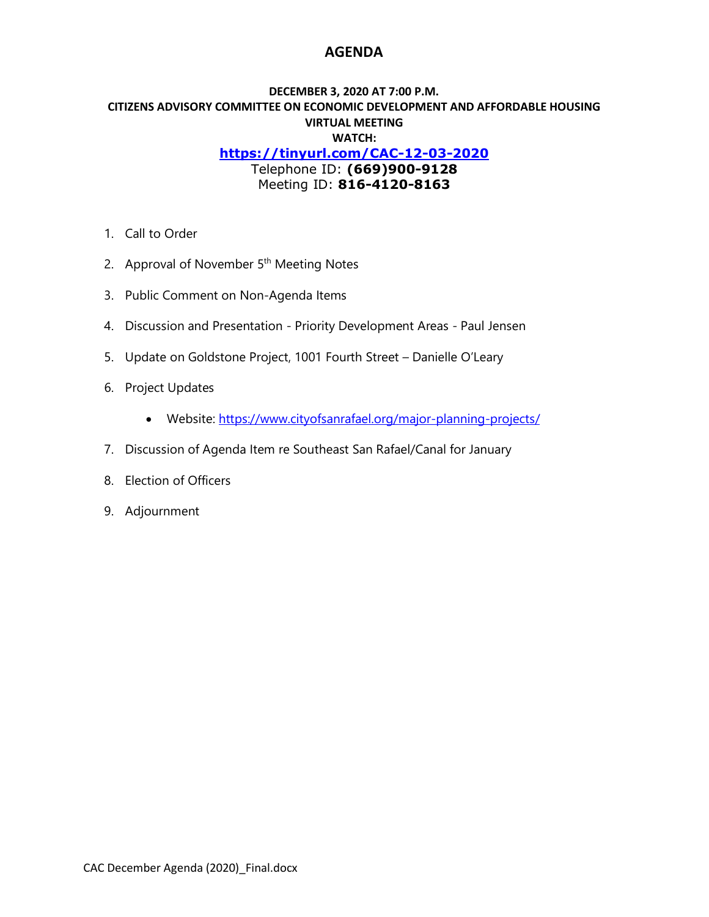# AGENDA

**DECEMBER 3, 2020 AT 7:00 P.M.**
**CITIZENS ADVISORY COMMITTEE ON ECONOMIC DEVELOPMENT AND AFFORDABLE HOUSING**
**VIRTUAL MEETING**
**WATCH:**

**https://tinyurl.com/CAC-12-03-2020**
Telephone ID: **(669)900-9128**
Meeting ID: **816-4120-8163**

1. Call to Order
2. Approval of November 5th Meeting Notes
3. Public Comment on Non-Agenda Items
4. Discussion and Presentation - Priority Development Areas - Paul Jensen
5. Update on Goldstone Project, 1001 Fourth Street – Danielle O'Leary
6. Project Updates
   - Website: https://www.cityofsanrafael.org/major-planning-projects/
7. Discussion of Agenda Item re Southeast San Rafael/Canal for January
8. Election of Officers
9. Adjournment

CAC December Agenda (2020)_Final.docx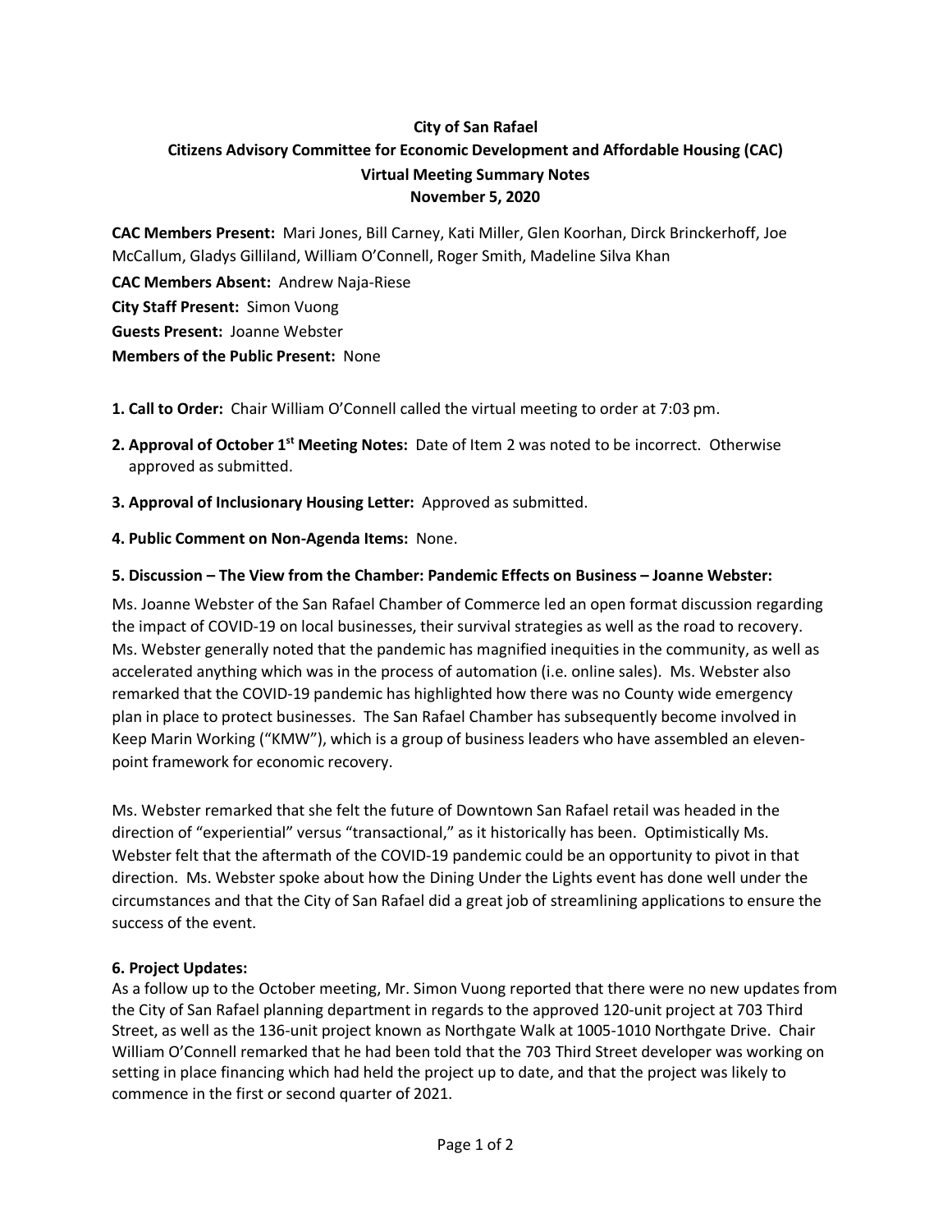**City of San Rafael**
**Citizens Advisory Committee for Economic Development and Affordable Housing (CAC)**
**Virtual Meeting Summary Notes**
**November 5, 2020**

**CAC Members Present:** Mari Jones, Bill Carney, Kati Miller, Glen Koorhan, Dirck Brinckerhoff, Joe McCallum, Gladys Gilliland, William O'Connell, Roger Smith, Madeline Silva Khan

**CAC Members Absent:** Andrew Naja-Riese

**City Staff Present:** Simon Vuong

**Guests Present:** Joanne Webster

**Members of the Public Present:** None

**1. Call to Order:** Chair William O'Connell called the virtual meeting to order at 7:03 pm.

**2. Approval of October 1st Meeting Notes:** Date of Item 2 was noted to be incorrect. Otherwise approved as submitted.

**3. Approval of Inclusionary Housing Letter:** Approved as submitted.

**4. Public Comment on Non-Agenda Items:** None.

**5. Discussion – The View from the Chamber: Pandemic Effects on Business – Joanne Webster:**

Ms. Joanne Webster of the San Rafael Chamber of Commerce led an open format discussion regarding the impact of COVID-19 on local businesses, their survival strategies as well as the road to recovery. Ms. Webster generally noted that the pandemic has magnified inequities in the community, as well as accelerated anything which was in the process of automation (i.e. online sales). Ms. Webster also remarked that the COVID-19 pandemic has highlighted how there was no County wide emergency plan in place to protect businesses. The San Rafael Chamber has subsequently become involved in Keep Marin Working ("KMW"), which is a group of business leaders who have assembled an eleven-point framework for economic recovery.

Ms. Webster remarked that she felt the future of Downtown San Rafael retail was headed in the direction of "experiential" versus "transactional," as it historically has been. Optimistically Ms. Webster felt that the aftermath of the COVID-19 pandemic could be an opportunity to pivot in that direction. Ms. Webster spoke about how the Dining Under the Lights event has done well under the circumstances and that the City of San Rafael did a great job of streamlining applications to ensure the success of the event.

**6. Project Updates:**

As a follow up to the October meeting, Mr. Simon Vuong reported that there were no new updates from the City of San Rafael planning department in regards to the approved 120-unit project at 703 Third Street, as well as the 136-unit project known as Northgate Walk at 1005-1010 Northgate Drive. Chair William O'Connell remarked that he had been told that the 703 Third Street developer was working on setting in place financing which had held the project up to date, and that the project was likely to commence in the first or second quarter of 2021.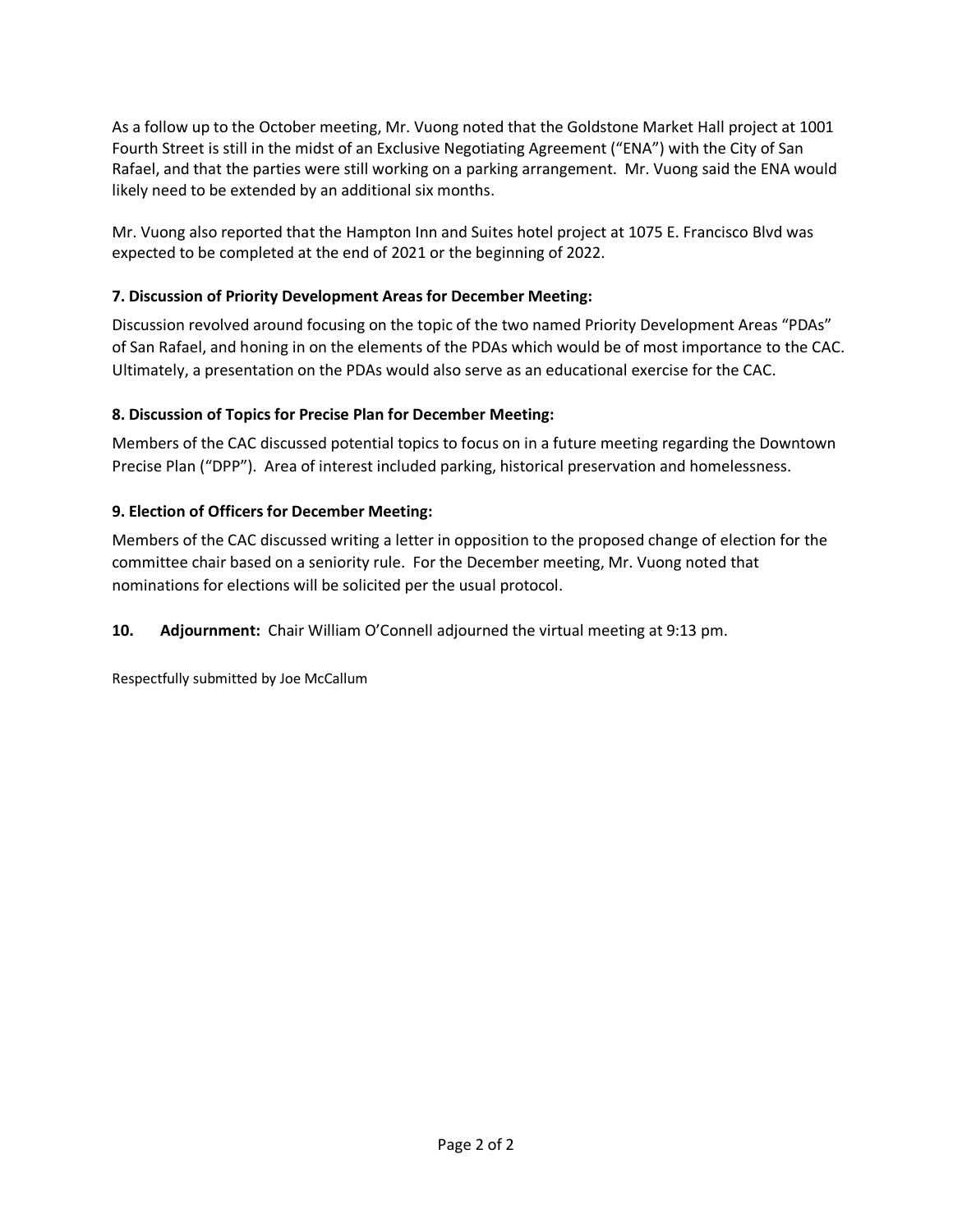As a follow up to the October meeting, Mr. Vuong noted that the Goldstone Market Hall project at 1001 Fourth Street is still in the midst of an Exclusive Negotiating Agreement ("ENA") with the City of San Rafael, and that the parties were still working on a parking arrangement. Mr. Vuong said the ENA would likely need to be extended by an additional six months.

Mr. Vuong also reported that the Hampton Inn and Suites hotel project at 1075 E. Francisco Blvd was expected to be completed at the end of 2021 or the beginning of 2022.

**7. Discussion of Priority Development Areas for December Meeting:**

Discussion revolved around focusing on the topic of the two named Priority Development Areas "PDAs" of San Rafael, and honing in on the elements of the PDAs which would be of most importance to the CAC. Ultimately, a presentation on the PDAs would also serve as an educational exercise for the CAC.

**8. Discussion of Topics for Precise Plan for December Meeting:**

Members of the CAC discussed potential topics to focus on in a future meeting regarding the Downtown Precise Plan ("DPP"). Area of interest included parking, historical preservation and homelessness.

**9. Election of Officers for December Meeting:**

Members of the CAC discussed writing a letter in opposition to the proposed change of election for the committee chair based on a seniority rule. For the December meeting, Mr. Vuong noted that nominations for elections will be solicited per the usual protocol.

**10. Adjournment:** Chair William O'Connell adjourned the virtual meeting at 9:13 pm.

Respectfully submitted by Joe McCallum